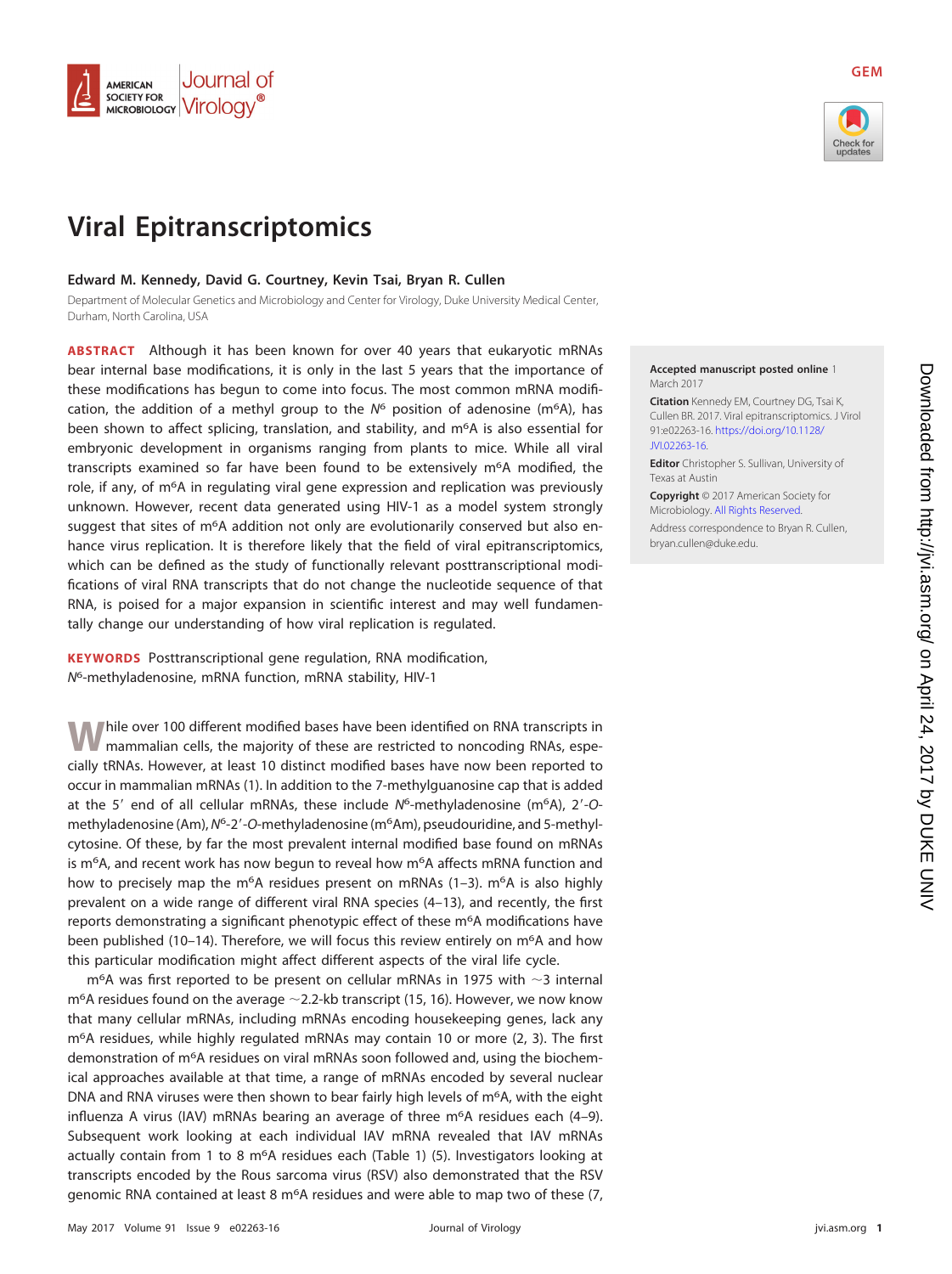# Viral Epitranscriptomics

**Edward M. Kennedy, David G. Courtney, Kevin Tsai, Bryan R. Cullen**

Department of Molecular Genetics and Microbiology and Center for Virology, Duke University Medical Center, Durham, North Carolina, USA

**ABSTRACT** Although it has been known for over 40 years that eukaryotic mRNAs bear internal base modifications, it is only in the last 5 years that the importance of these modifications has begun to come into focus. The most common mRNA modification, the addition of a methyl group to the $N^6$ position of adenosine (m$^6$A), has been shown to affect splicing, translation, and stability, and m$^6$A is also essential for embryonic development in organisms ranging from plants to mice. While all viral transcripts examined so far have been found to be extensively m$^6$A modified, the role, if any, of m$^6$A in regulating viral gene expression and replication was previously unknown. However, recent data generated using HIV-1 as a model system strongly suggest that sites of m$^6$A addition not only are evolutionarily conserved but also enhance virus replication. It is therefore likely that the field of viral epitranscriptomics, which can be defined as the study of functionally relevant posttranscriptional modifications of viral RNA transcripts that do not change the nucleotide sequence of that RNA, is poised for a major expansion in scientific interest and may well fundamentally change our understanding of how viral replication is regulated.

**KEYWORDS** Posttranscriptional gene regulation, RNA modification, $N^6$-methyladenosine, mRNA function, mRNA stability, HIV-1

**Accepted manuscript posted online** 1 March 2017

**Citation** Kennedy EM, Courtney DG, Tsai K, Cullen BR. 2017. Viral epitranscriptomics. J Virol 91:e02263-16. https://doi.org/10.1128/JVI.02263-16.

**Editor** Christopher S. Sullivan, University of Texas at Austin

**Copyright** © 2017 American Society for Microbiology. All Rights Reserved.

Address correspondence to Bryan R. Cullen, bryan.cullen@duke.edu.

While over 100 different modified bases have been identified on RNA transcripts in mammalian cells, the majority of these are restricted to noncoding RNAs, especially tRNAs. However, at least 10 distinct modified bases have now been reported to occur in mammalian mRNAs (1). In addition to the 7-methylguanosine cap that is added at the 5′ end of all cellular mRNAs, these include $N^6$-methyladenosine (m$^6$A), 2′-*O*-methyladenosine (Am), $N^6$-2′-*O*-methyladenosine (m$^6$Am), pseudouridine, and 5-methylcytosine. Of these, by far the most prevalent internal modified base found on mRNAs is m$^6$A, and recent work has now begun to reveal how m$^6$A affects mRNA function and how to precisely map the m$^6$A residues present on mRNAs (1–3). m$^6$A is also highly prevalent on a wide range of different viral RNA species (4–13), and recently, the first reports demonstrating a significant phenotypic effect of these m$^6$A modifications have been published (10–14). Therefore, we will focus this review entirely on m$^6$A and how this particular modification might affect different aspects of the viral life cycle.

m$^6$A was first reported to be present on cellular mRNAs in 1975 with ~3 internal m$^6$A residues found on the average ~2.2-kb transcript (15, 16). However, we now know that many cellular mRNAs, including mRNAs encoding housekeeping genes, lack any m$^6$A residues, while highly regulated mRNAs may contain 10 or more (2, 3). The first demonstration of m$^6$A residues on viral mRNAs soon followed and, using the biochemical approaches available at that time, a range of mRNAs encoded by several nuclear DNA and RNA viruses were then shown to bear fairly high levels of m$^6$A, with the eight influenza A virus (IAV) mRNAs bearing an average of three m$^6$A residues each (4–9). Subsequent work looking at each individual IAV mRNA revealed that IAV mRNAs actually contain from 1 to 8 m$^6$A residues each (Table 1) (5). Investigators looking at transcripts encoded by the Rous sarcoma virus (RSV) also demonstrated that the RSV genomic RNA contained at least 8 m$^6$A residues and were able to map two of these (7,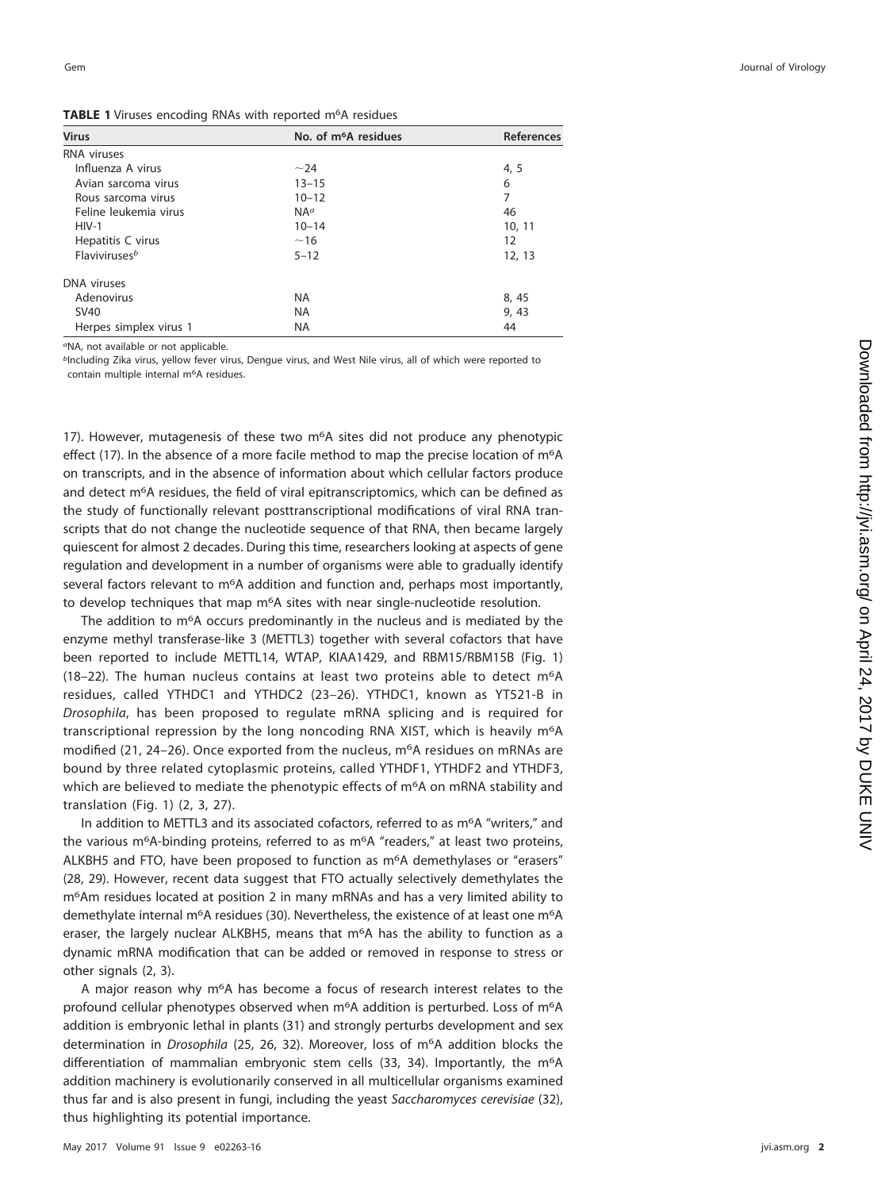**TABLE 1** Viruses encoding RNAs with reported m$^6$A residues

| Virus | No. of m$^6$A residues | References |
|---|---|---|
| RNA viruses | | |
| Influenza A virus | ~24 | 4, 5 |
| Avian sarcoma virus | 13–15 | 6 |
| Rous sarcoma virus | 10–12 | 7 |
| Feline leukemia virus | NA[a] | 46 |
| HIV-1 | 10–14 | 10, 11 |
| Hepatitis C virus | ~16 | 12 |
| Flaviviruses[b] | 5–12 | 12, 13 |
| DNA viruses | | |
| Adenovirus | NA | 8, 45 |
| SV40 | NA | 9, 43 |
| Herpes simplex virus 1 | NA | 44 |

[a]NA, not available or not applicable.

[b]Including Zika virus, yellow fever virus, Dengue virus, and West Nile virus, all of which were reported to contain multiple internal m$^6$A residues.

17). However, mutagenesis of these two m$^6$A sites did not produce any phenotypic effect (17). In the absence of a more facile method to map the precise location of m$^6$A on transcripts, and in the absence of information about which cellular factors produce and detect m$^6$A residues, the field of viral epitranscriptomics, which can be defined as the study of functionally relevant posttranscriptional modifications of viral RNA transcripts that do not change the nucleotide sequence of that RNA, then became largely quiescent for almost 2 decades. During this time, researchers looking at aspects of gene regulation and development in a number of organisms were able to gradually identify several factors relevant to m$^6$A addition and function and, perhaps most importantly, to develop techniques that map m$^6$A sites with near single-nucleotide resolution.

The addition to m$^6$A occurs predominantly in the nucleus and is mediated by the enzyme methyl transferase-like 3 (METTL3) together with several cofactors that have been reported to include METTL14, WTAP, KIAA1429, and RBM15/RBM15B (Fig. 1) (18–22). The human nucleus contains at least two proteins able to detect m$^6$A residues, called YTHDC1 and YTHDC2 (23–26). YTHDC1, known as YT521-B in *Drosophila*, has been proposed to regulate mRNA splicing and is required for transcriptional repression by the long noncoding RNA XIST, which is heavily m$^6$A modified (21, 24–26). Once exported from the nucleus, m$^6$A residues on mRNAs are bound by three related cytoplasmic proteins, called YTHDF1, YTHDF2 and YTHDF3, which are believed to mediate the phenotypic effects of m$^6$A on mRNA stability and translation (Fig. 1) (2, 3, 27).

In addition to METTL3 and its associated cofactors, referred to as m$^6$A "writers," and the various m$^6$A-binding proteins, referred to as m$^6$A "readers," at least two proteins, ALKBH5 and FTO, have been proposed to function as m$^6$A demethylases or "erasers" (28, 29). However, recent data suggest that FTO actually selectively demethylates the m$^6$Am residues located at position 2 in many mRNAs and has a very limited ability to demethylate internal m$^6$A residues (30). Nevertheless, the existence of at least one m$^6$A eraser, the largely nuclear ALKBH5, means that m$^6$A has the ability to function as a dynamic mRNA modification that can be added or removed in response to stress or other signals (2, 3).

A major reason why m$^6$A has become a focus of research interest relates to the profound cellular phenotypes observed when m$^6$A addition is perturbed. Loss of m$^6$A addition is embryonic lethal in plants (31) and strongly perturbs development and sex determination in *Drosophila* (25, 26, 32). Moreover, loss of m$^6$A addition blocks the differentiation of mammalian embryonic stem cells (33, 34). Importantly, the m$^6$A addition machinery is evolutionarily conserved in all multicellular organisms examined thus far and is also present in fungi, including the yeast *Saccharomyces cerevisiae* (32), thus highlighting its potential importance.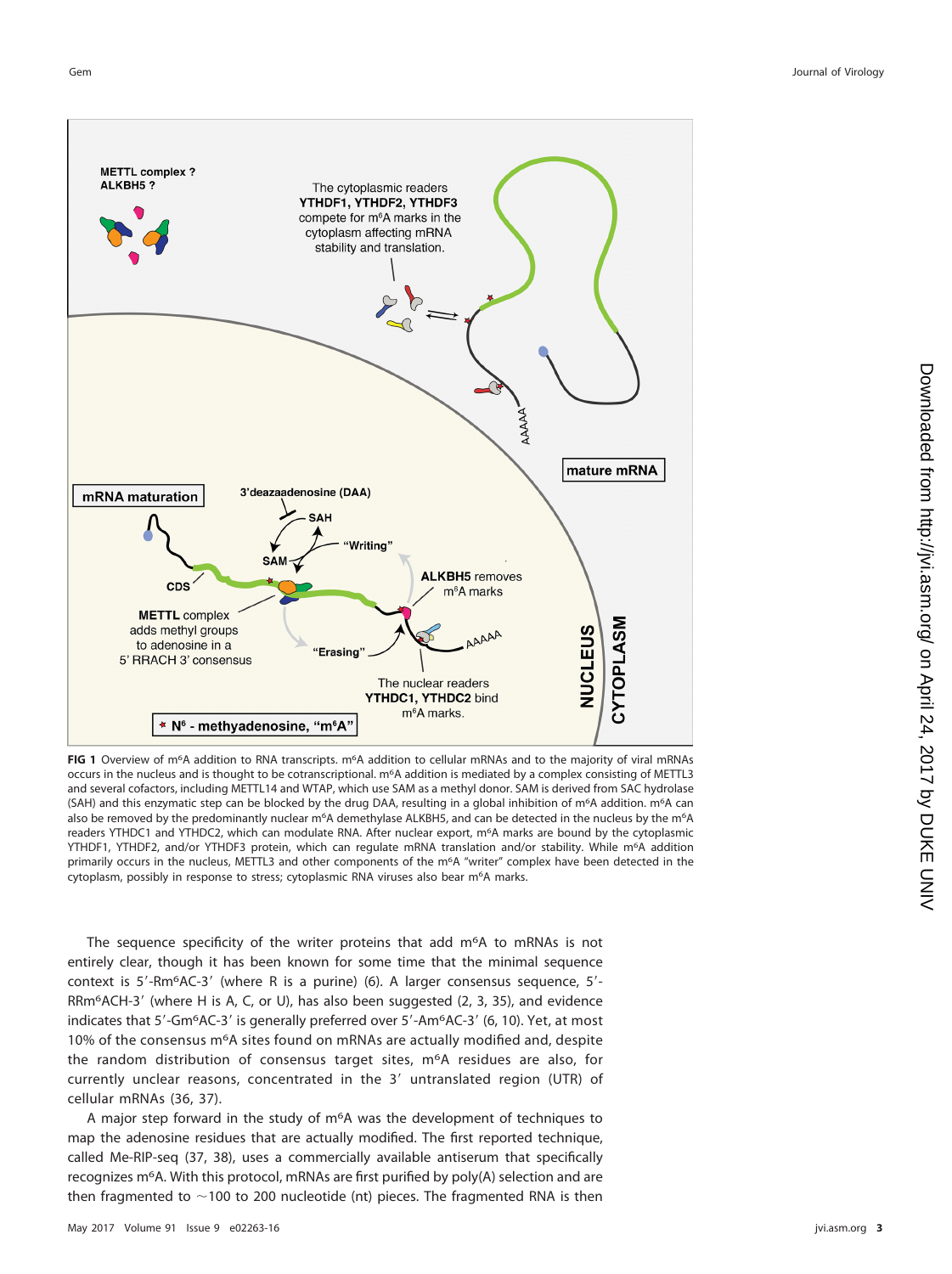**FIG 1** Overview of m⁶A addition to RNA transcripts. m⁶A addition to cellular mRNAs and to the majority of viral mRNAs occurs in the nucleus and is thought to be cotranscriptional. m⁶A addition is mediated by a complex consisting of METTL3 and several cofactors, including METTL14 and WTAP, which use SAM as a methyl donor. SAM is derived from SAC hydrolase (SAH) and this enzymatic step can be blocked by the drug DAA, resulting in a global inhibition of m⁶A addition. m⁶A can also be removed by the predominantly nuclear m⁶A demethylase ALKBH5, and can be detected in the nucleus by the m⁶A readers YTHDC1 and YTHDC2, which can modulate RNA. After nuclear export, m⁶A marks are bound by the cytoplasmic YTHDF1, YTHDF2, and/or YTHDF3 protein, which can regulate mRNA translation and/or stability. While m⁶A addition primarily occurs in the nucleus, METTL3 and other components of the m⁶A "writer" complex have been detected in the cytoplasm, possibly in response to stress; cytoplasmic RNA viruses also bear m⁶A marks.

The sequence specificity of the writer proteins that add m⁶A to mRNAs is not entirely clear, though it has been known for some time that the minimal sequence context is 5′-Rm⁶AC-3′ (where R is a purine) (6). A larger consensus sequence, 5′-RRm⁶ACH-3′ (where H is A, C, or U), has also been suggested (2, 3, 35), and evidence indicates that 5′-Gm⁶AC-3′ is generally preferred over 5′-Am⁶AC-3′ (6, 10). Yet, at most 10% of the consensus m⁶A sites found on mRNAs are actually modified and, despite the random distribution of consensus target sites, m⁶A residues are also, for currently unclear reasons, concentrated in the 3′ untranslated region (UTR) of cellular mRNAs (36, 37).

A major step forward in the study of m⁶A was the development of techniques to map the adenosine residues that are actually modified. The first reported technique, called Me-RIP-seq (37, 38), uses a commercially available antiserum that specifically recognizes m⁶A. With this protocol, mRNAs are first purified by poly(A) selection and are then fragmented to ~100 to 200 nucleotide (nt) pieces. The fragmented RNA is then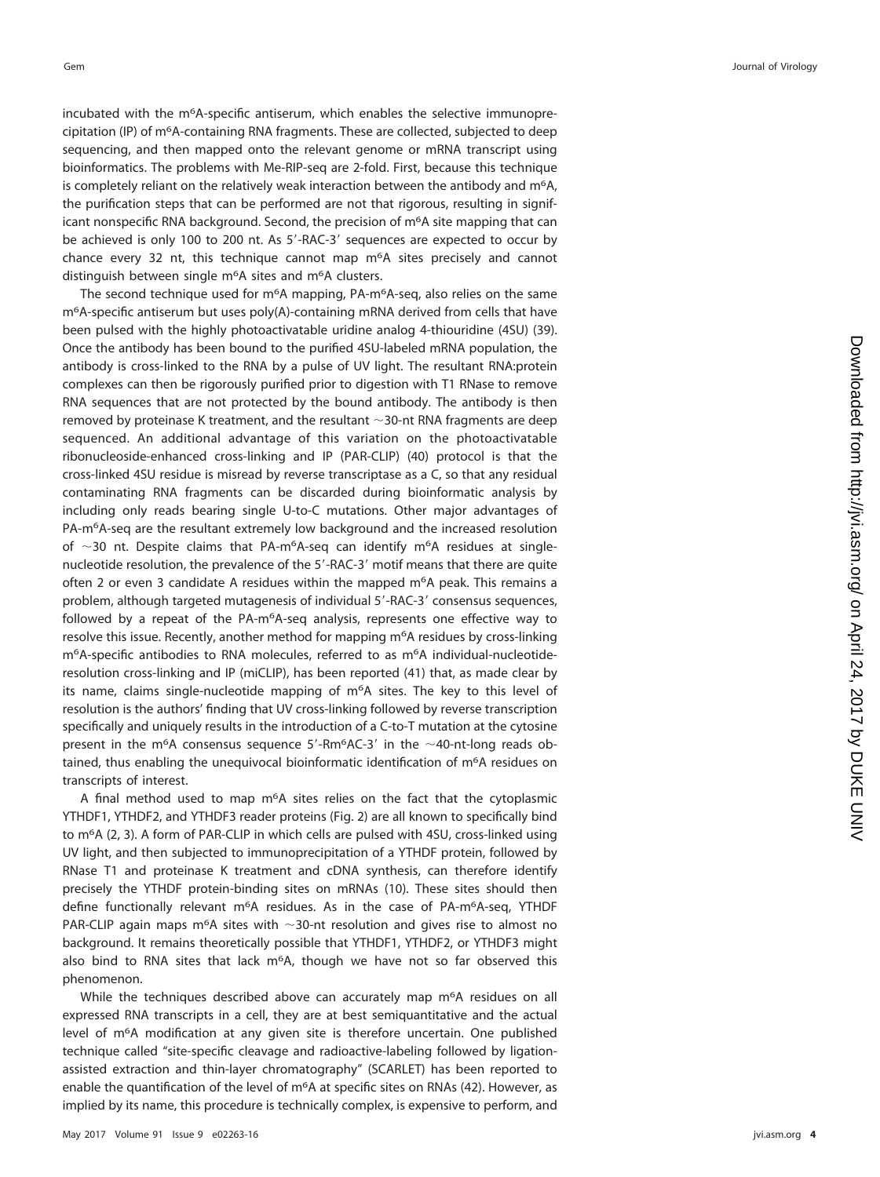incubated with the m6A-specific antiserum, which enables the selective immunoprecipitation (IP) of m6A-containing RNA fragments. These are collected, subjected to deep sequencing, and then mapped onto the relevant genome or mRNA transcript using bioinformatics. The problems with Me-RIP-seq are 2-fold. First, because this technique is completely reliant on the relatively weak interaction between the antibody and m6A, the purification steps that can be performed are not that rigorous, resulting in significant nonspecific RNA background. Second, the precision of m6A site mapping that can be achieved is only 100 to 200 nt. As 5′-RAC-3′ sequences are expected to occur by chance every 32 nt, this technique cannot map m6A sites precisely and cannot distinguish between single m6A sites and m6A clusters.

The second technique used for m6A mapping, PA-m6A-seq, also relies on the same m6A-specific antiserum but uses poly(A)-containing mRNA derived from cells that have been pulsed with the highly photoactivatable uridine analog 4-thiouridine (4SU) (39). Once the antibody has been bound to the purified 4SU-labeled mRNA population, the antibody is cross-linked to the RNA by a pulse of UV light. The resultant RNA:protein complexes can then be rigorously purified prior to digestion with T1 RNase to remove RNA sequences that are not protected by the bound antibody. The antibody is then removed by proteinase K treatment, and the resultant ~30-nt RNA fragments are deep sequenced. An additional advantage of this variation on the photoactivatable ribonucleoside-enhanced cross-linking and IP (PAR-CLIP) (40) protocol is that the cross-linked 4SU residue is misread by reverse transcriptase as a C, so that any residual contaminating RNA fragments can be discarded during bioinformatic analysis by including only reads bearing single U-to-C mutations. Other major advantages of PA-m6A-seq are the resultant extremely low background and the increased resolution of ~30 nt. Despite claims that PA-m6A-seq can identify m6A residues at single-nucleotide resolution, the prevalence of the 5′-RAC-3′ motif means that there are quite often 2 or even 3 candidate A residues within the mapped m6A peak. This remains a problem, although targeted mutagenesis of individual 5′-RAC-3′ consensus sequences, followed by a repeat of the PA-m6A-seq analysis, represents one effective way to resolve this issue. Recently, another method for mapping m6A residues by cross-linking m6A-specific antibodies to RNA molecules, referred to as m6A individual-nucleotide-resolution cross-linking and IP (miCLIP), has been reported (41) that, as made clear by its name, claims single-nucleotide mapping of m6A sites. The key to this level of resolution is the authors' finding that UV cross-linking followed by reverse transcription specifically and uniquely results in the introduction of a C-to-T mutation at the cytosine present in the m6A consensus sequence 5′-Rm6AC-3′ in the ~40-nt-long reads obtained, thus enabling the unequivocal bioinformatic identification of m6A residues on transcripts of interest.

A final method used to map m6A sites relies on the fact that the cytoplasmic YTHDF1, YTHDF2, and YTHDF3 reader proteins (Fig. 2) are all known to specifically bind to m6A (2, 3). A form of PAR-CLIP in which cells are pulsed with 4SU, cross-linked using UV light, and then subjected to immunoprecipitation of a YTHDF protein, followed by RNase T1 and proteinase K treatment and cDNA synthesis, can therefore identify precisely the YTHDF protein-binding sites on mRNAs (10). These sites should then define functionally relevant m6A residues. As in the case of PA-m6A-seq, YTHDF PAR-CLIP again maps m6A sites with ~30-nt resolution and gives rise to almost no background. It remains theoretically possible that YTHDF1, YTHDF2, or YTHDF3 might also bind to RNA sites that lack m6A, though we have not so far observed this phenomenon.

While the techniques described above can accurately map m6A residues on all expressed RNA transcripts in a cell, they are at best semiquantitative and the actual level of m6A modification at any given site is therefore uncertain. One published technique called "site-specific cleavage and radioactive-labeling followed by ligation-assisted extraction and thin-layer chromatography" (SCARLET) has been reported to enable the quantification of the level of m6A at specific sites on RNAs (42). However, as implied by its name, this procedure is technically complex, is expensive to perform, and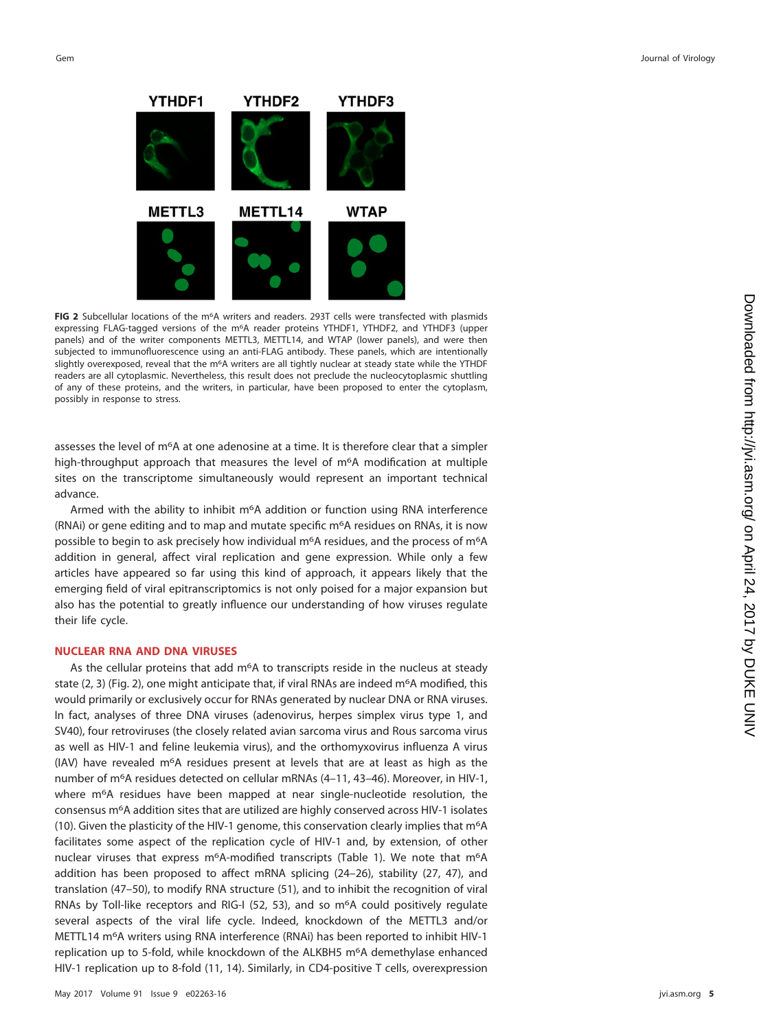FIG 2 Subcellular locations of the m6A writers and readers. 293T cells were transfected with plasmids expressing FLAG-tagged versions of the m6A reader proteins YTHDF1, YTHDF2, and YTHDF3 (upper panels) and of the writer components METTL3, METTL14, and WTAP (lower panels), and were then subjected to immunofluorescence using an anti-FLAG antibody. These panels, which are intentionally slightly overexposed, reveal that the m6A writers are all tightly nuclear at steady state while the YTHDF readers are all cytoplasmic. Nevertheless, this result does not preclude the nucleocytoplasmic shuttling of any of these proteins, and the writers, in particular, have been proposed to enter the cytoplasm, possibly in response to stress.

assesses the level of m6A at one adenosine at a time. It is therefore clear that a simpler high-throughput approach that measures the level of m6A modification at multiple sites on the transcriptome simultaneously would represent an important technical advance.

Armed with the ability to inhibit m6A addition or function using RNA interference (RNAi) or gene editing and to map and mutate specific m6A residues on RNAs, it is now possible to begin to ask precisely how individual m6A residues, and the process of m6A addition in general, affect viral replication and gene expression. While only a few articles have appeared so far using this kind of approach, it appears likely that the emerging field of viral epitranscriptomics is not only poised for a major expansion but also has the potential to greatly influence our understanding of how viruses regulate their life cycle.

## NUCLEAR RNA AND DNA VIRUSES

As the cellular proteins that add m6A to transcripts reside in the nucleus at steady state (2, 3) (Fig. 2), one might anticipate that, if viral RNAs are indeed m6A modified, this would primarily or exclusively occur for RNAs generated by nuclear DNA or RNA viruses. In fact, analyses of three DNA viruses (adenovirus, herpes simplex virus type 1, and SV40), four retroviruses (the closely related avian sarcoma virus and Rous sarcoma virus as well as HIV-1 and feline leukemia virus), and the orthomyxovirus influenza A virus (IAV) have revealed m6A residues present at levels that are at least as high as the number of m6A residues detected on cellular mRNAs (4–11, 43–46). Moreover, in HIV-1, where m6A residues have been mapped at near single-nucleotide resolution, the consensus m6A addition sites that are utilized are highly conserved across HIV-1 isolates (10). Given the plasticity of the HIV-1 genome, this conservation clearly implies that m6A facilitates some aspect of the replication cycle of HIV-1 and, by extension, of other nuclear viruses that express m6A-modified transcripts (Table 1). We note that m6A addition has been proposed to affect mRNA splicing (24–26), stability (27, 47), and translation (47–50), to modify RNA structure (51), and to inhibit the recognition of viral RNAs by Toll-like receptors and RIG-I (52, 53), and so m6A could positively regulate several aspects of the viral life cycle. Indeed, knockdown of the METTL3 and/or METTL14 m6A writers using RNA interference (RNAi) has been reported to inhibit HIV-1 replication up to 5-fold, while knockdown of the ALKBH5 m6A demethylase enhanced HIV-1 replication up to 8-fold (11, 14). Similarly, in CD4-positive T cells, overexpression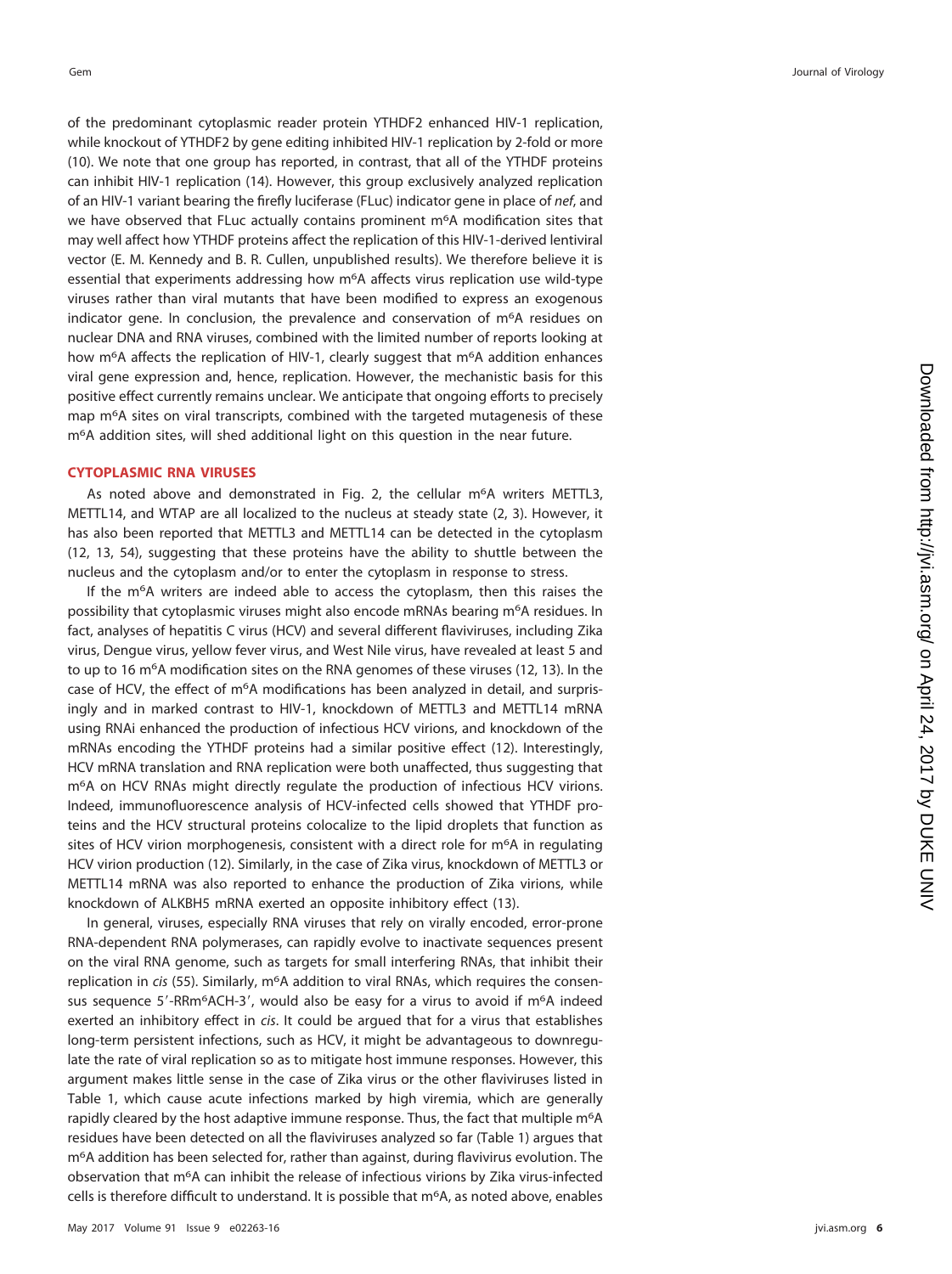of the predominant cytoplasmic reader protein YTHDF2 enhanced HIV-1 replication, while knockout of YTHDF2 by gene editing inhibited HIV-1 replication by 2-fold or more (10). We note that one group has reported, in contrast, that all of the YTHDF proteins can inhibit HIV-1 replication (14). However, this group exclusively analyzed replication of an HIV-1 variant bearing the firefly luciferase (FLuc) indicator gene in place of *nef*, and we have observed that FLuc actually contains prominent m$^6$A modification sites that may well affect how YTHDF proteins affect the replication of this HIV-1-derived lentiviral vector (E. M. Kennedy and B. R. Cullen, unpublished results). We therefore believe it is essential that experiments addressing how m$^6$A affects virus replication use wild-type viruses rather than viral mutants that have been modified to express an exogenous indicator gene. In conclusion, the prevalence and conservation of m$^6$A residues on nuclear DNA and RNA viruses, combined with the limited number of reports looking at how m$^6$A affects the replication of HIV-1, clearly suggest that m$^6$A addition enhances viral gene expression and, hence, replication. However, the mechanistic basis for this positive effect currently remains unclear. We anticipate that ongoing efforts to precisely map m$^6$A sites on viral transcripts, combined with the targeted mutagenesis of these m$^6$A addition sites, will shed additional light on this question in the near future.

## CYTOPLASMIC RNA VIRUSES

As noted above and demonstrated in Fig. 2, the cellular m$^6$A writers METTL3, METTL14, and WTAP are all localized to the nucleus at steady state (2, 3). However, it has also been reported that METTL3 and METTL14 can be detected in the cytoplasm (12, 13, 54), suggesting that these proteins have the ability to shuttle between the nucleus and the cytoplasm and/or to enter the cytoplasm in response to stress.

If the m$^6$A writers are indeed able to access the cytoplasm, then this raises the possibility that cytoplasmic viruses might also encode mRNAs bearing m$^6$A residues. In fact, analyses of hepatitis C virus (HCV) and several different flaviviruses, including Zika virus, Dengue virus, yellow fever virus, and West Nile virus, have revealed at least 5 and to up to 16 m$^6$A modification sites on the RNA genomes of these viruses (12, 13). In the case of HCV, the effect of m$^6$A modifications has been analyzed in detail, and surprisingly and in marked contrast to HIV-1, knockdown of METTL3 and METTL14 mRNA using RNAi enhanced the production of infectious HCV virions, and knockdown of the mRNAs encoding the YTHDF proteins had a similar positive effect (12). Interestingly, HCV mRNA translation and RNA replication were both unaffected, thus suggesting that m$^6$A on HCV RNAs might directly regulate the production of infectious HCV virions. Indeed, immunofluorescence analysis of HCV-infected cells showed that YTHDF proteins and the HCV structural proteins colocalize to the lipid droplets that function as sites of HCV virion morphogenesis, consistent with a direct role for m$^6$A in regulating HCV virion production (12). Similarly, in the case of Zika virus, knockdown of METTL3 or METTL14 mRNA was also reported to enhance the production of Zika virions, while knockdown of ALKBH5 mRNA exerted an opposite inhibitory effect (13).

In general, viruses, especially RNA viruses that rely on virally encoded, error-prone RNA-dependent RNA polymerases, can rapidly evolve to inactivate sequences present on the viral RNA genome, such as targets for small interfering RNAs, that inhibit their replication in *cis* (55). Similarly, m$^6$A addition to viral RNAs, which requires the consensus sequence 5′-RRm$^6$ACH-3′, would also be easy for a virus to avoid if m$^6$A indeed exerted an inhibitory effect in *cis*. It could be argued that for a virus that establishes long-term persistent infections, such as HCV, it might be advantageous to downregulate the rate of viral replication so as to mitigate host immune responses. However, this argument makes little sense in the case of Zika virus or the other flaviviruses listed in Table 1, which cause acute infections marked by high viremia, which are generally rapidly cleared by the host adaptive immune response. Thus, the fact that multiple m$^6$A residues have been detected on all the flaviviruses analyzed so far (Table 1) argues that m$^6$A addition has been selected for, rather than against, during flavivirus evolution. The observation that m$^6$A can inhibit the release of infectious virions by Zika virus-infected cells is therefore difficult to understand. It is possible that m$^6$A, as noted above, enables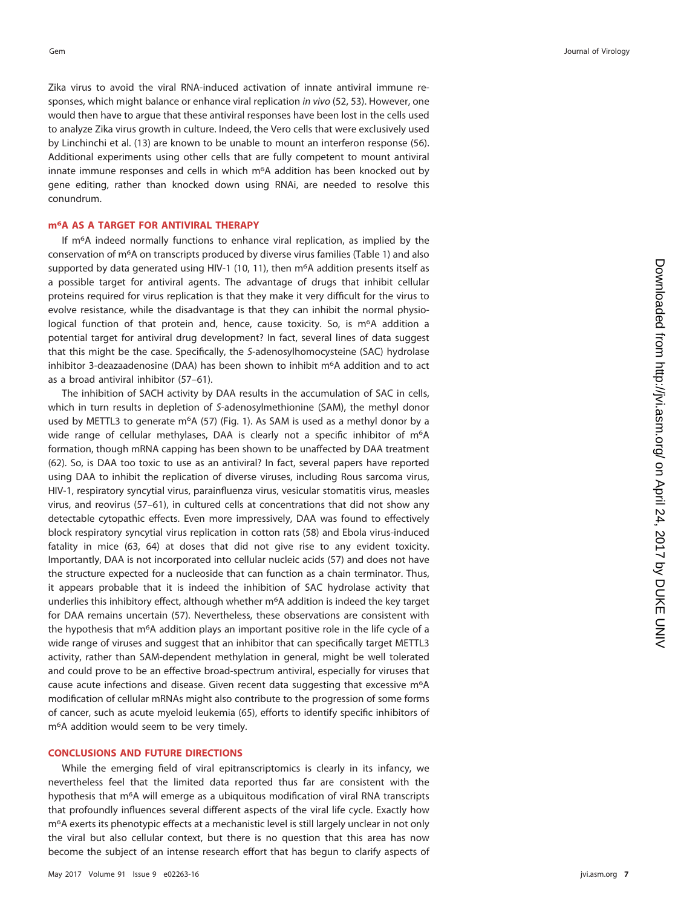Zika virus to avoid the viral RNA-induced activation of innate antiviral immune responses, which might balance or enhance viral replication *in vivo* (52, 53). However, one would then have to argue that these antiviral responses have been lost in the cells used to analyze Zika virus growth in culture. Indeed, the Vero cells that were exclusively used by Linchinchi et al. (13) are known to be unable to mount an interferon response (56). Additional experiments using other cells that are fully competent to mount antiviral innate immune responses and cells in which m$^6$A addition has been knocked out by gene editing, rather than knocked down using RNAi, are needed to resolve this conundrum.

## m$^6$A AS A TARGET FOR ANTIVIRAL THERAPY

If m$^6$A indeed normally functions to enhance viral replication, as implied by the conservation of m$^6$A on transcripts produced by diverse virus families (Table 1) and also supported by data generated using HIV-1 (10, 11), then m$^6$A addition presents itself as a possible target for antiviral agents. The advantage of drugs that inhibit cellular proteins required for virus replication is that they make it very difficult for the virus to evolve resistance, while the disadvantage is that they can inhibit the normal physiological function of that protein and, hence, cause toxicity. So, is m$^6$A addition a potential target for antiviral drug development? In fact, several lines of data suggest that this might be the case. Specifically, the *S*-adenosylhomocysteine (SAC) hydrolase inhibitor 3-deazaadenosine (DAA) has been shown to inhibit m$^6$A addition and to act as a broad antiviral inhibitor (57–61).

The inhibition of SACH activity by DAA results in the accumulation of SAC in cells, which in turn results in depletion of *S*-adenosylmethionine (SAM), the methyl donor used by METTL3 to generate m$^6$A (57) (Fig. 1). As SAM is used as a methyl donor by a wide range of cellular methylases, DAA is clearly not a specific inhibitor of m$^6$A formation, though mRNA capping has been shown to be unaffected by DAA treatment (62). So, is DAA too toxic to use as an antiviral? In fact, several papers have reported using DAA to inhibit the replication of diverse viruses, including Rous sarcoma virus, HIV-1, respiratory syncytial virus, parainfluenza virus, vesicular stomatitis virus, measles virus, and reovirus (57–61), in cultured cells at concentrations that did not show any detectable cytopathic effects. Even more impressively, DAA was found to effectively block respiratory syncytial virus replication in cotton rats (58) and Ebola virus-induced fatality in mice (63, 64) at doses that did not give rise to any evident toxicity. Importantly, DAA is not incorporated into cellular nucleic acids (57) and does not have the structure expected for a nucleoside that can function as a chain terminator. Thus, it appears probable that it is indeed the inhibition of SAC hydrolase activity that underlies this inhibitory effect, although whether m$^6$A addition is indeed the key target for DAA remains uncertain (57). Nevertheless, these observations are consistent with the hypothesis that m$^6$A addition plays an important positive role in the life cycle of a wide range of viruses and suggest that an inhibitor that can specifically target METTL3 activity, rather than SAM-dependent methylation in general, might be well tolerated and could prove to be an effective broad-spectrum antiviral, especially for viruses that cause acute infections and disease. Given recent data suggesting that excessive m$^6$A modification of cellular mRNAs might also contribute to the progression of some forms of cancer, such as acute myeloid leukemia (65), efforts to identify specific inhibitors of m$^6$A addition would seem to be very timely.

## CONCLUSIONS AND FUTURE DIRECTIONS

While the emerging field of viral epitranscriptomics is clearly in its infancy, we nevertheless feel that the limited data reported thus far are consistent with the hypothesis that m$^6$A will emerge as a ubiquitous modification of viral RNA transcripts that profoundly influences several different aspects of the viral life cycle. Exactly how m$^6$A exerts its phenotypic effects at a mechanistic level is still largely unclear in not only the viral but also cellular context, but there is no question that this area has now become the subject of an intense research effort that has begun to clarify aspects of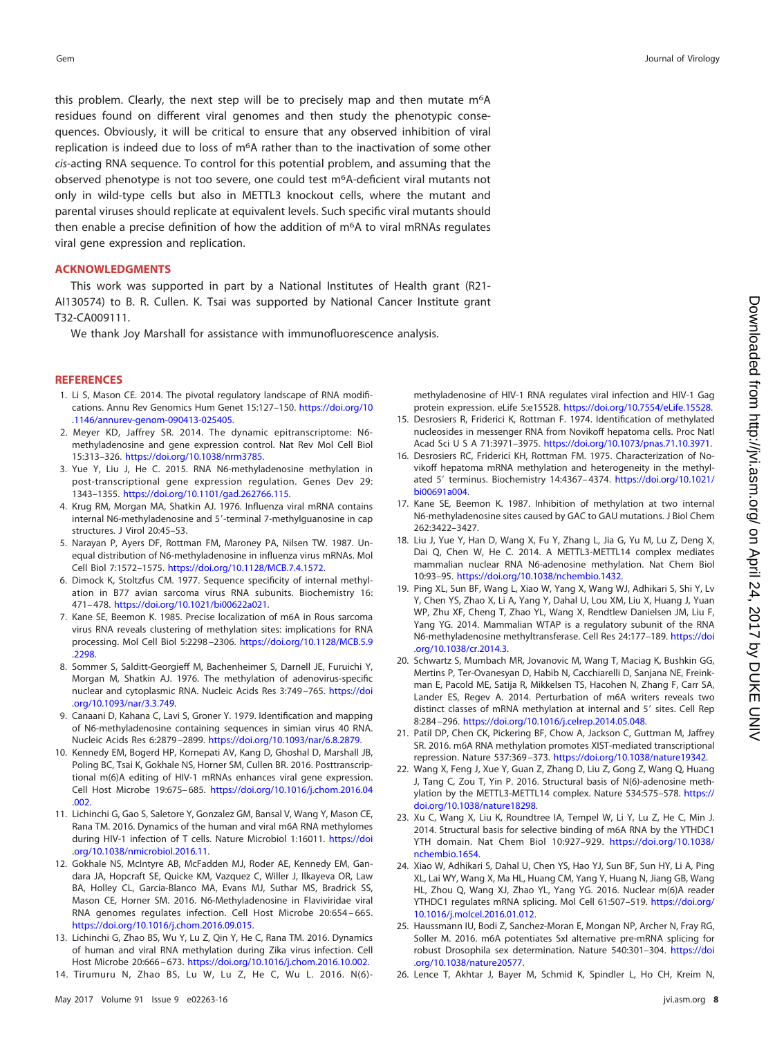this problem. Clearly, the next step will be to precisely map and then mutate m6A residues found on different viral genomes and then study the phenotypic consequences. Obviously, it will be critical to ensure that any observed inhibition of viral replication is indeed due to loss of m6A rather than to the inactivation of some other *cis*-acting RNA sequence. To control for this potential problem, and assuming that the observed phenotype is not too severe, one could test m6A-deficient viral mutants not only in wild-type cells but also in METTL3 knockout cells, where the mutant and parental viruses should replicate at equivalent levels. Such specific viral mutants should then enable a precise definition of how the addition of m6A to viral mRNAs regulates viral gene expression and replication.

## ACKNOWLEDGMENTS

This work was supported in part by a National Institutes of Health grant (R21-AI130574) to B. R. Cullen. K. Tsai was supported by National Cancer Institute grant T32-CA009111.

We thank Joy Marshall for assistance with immunofluorescence analysis.

## REFERENCES

1. Li S, Mason CE. 2014. The pivotal regulatory landscape of RNA modifications. Annu Rev Genomics Hum Genet 15:127–150. https://doi.org/10.1146/annurev-genom-090413-025405.
2. Meyer KD, Jaffrey SR. 2014. The dynamic epitranscriptome: N6-methyladenosine and gene expression control. Nat Rev Mol Cell Biol 15:313–326. https://doi.org/10.1038/nrm3785.
3. Yue Y, Liu J, He C. 2015. RNA N6-methyladenosine methylation in post-transcriptional gene expression regulation. Genes Dev 29:1343–1355. https://doi.org/10.1101/gad.262766.115.
4. Krug RM, Morgan MA, Shatkin AJ. 1976. Influenza viral mRNA contains internal N6-methyladenosine and 5′-terminal 7-methylguanosine in cap structures. J Virol 20:45–53.
5. Narayan P, Ayers DF, Rottman FM, Maroney PA, Nilsen TW. 1987. Unequal distribution of N6-methyladenosine in influenza virus mRNAs. Mol Cell Biol 7:1572–1575. https://doi.org/10.1128/MCB.7.4.1572.
6. Dimock K, Stoltzfus CM. 1977. Sequence specificity of internal methylation in B77 avian sarcoma virus RNA subunits. Biochemistry 16:471–478. https://doi.org/10.1021/bi00622a021.
7. Kane SE, Beemon K. 1985. Precise localization of m6A in Rous sarcoma virus RNA reveals clustering of methylation sites: implications for RNA processing. Mol Cell Biol 5:2298–2306. https://doi.org/10.1128/MCB.5.9.2298.
8. Sommer S, Salditt-Georgieff M, Bachenheimer S, Darnell JE, Furuichi Y, Morgan M, Shatkin AJ. 1976. The methylation of adenovirus-specific nuclear and cytoplasmic RNA. Nucleic Acids Res 3:749–765. https://doi.org/10.1093/nar/3.3.749.
9. Canaani D, Kahana C, Lavi S, Groner Y. 1979. Identification and mapping of N6-methyladenosine containing sequences in simian virus 40 RNA. Nucleic Acids Res 6:2879–2899. https://doi.org/10.1093/nar/6.8.2879.
10. Kennedy EM, Bogerd HP, Kornepati AV, Kang D, Ghoshal D, Marshall JB, Poling BC, Tsai K, Gokhale NS, Horner SM, Cullen BR. 2016. Posttranscriptional m(6)A editing of HIV-1 mRNAs enhances viral gene expression. Cell Host Microbe 19:675–685. https://doi.org/10.1016/j.chom.2016.04.002.
11. Lichinchi G, Gao S, Saletore Y, Gonzalez GM, Bansal V, Wang Y, Mason CE, Rana TM. 2016. Dynamics of the human and viral m6A RNA methylomes during HIV-1 infection of T cells. Nature Microbiol 1:16011. https://doi.org/10.1038/nmicrobiol.2016.11.
12. Gokhale NS, McIntyre AB, McFadden MJ, Roder AE, Kennedy EM, Gandara JA, Hopcraft SE, Quicke KM, Vazquez C, Willer J, Ilkayeva OR, Law BA, Holley CL, Garcia-Blanco MA, Evans MJ, Suthar MS, Bradrick SS, Mason CE, Horner SM. 2016. N6-Methyladenosine in Flaviviridae viral RNA genomes regulates infection. Cell Host Microbe 20:654–665. https://doi.org/10.1016/j.chom.2016.09.015.
13. Lichinchi G, Zhao BS, Wu Y, Lu Z, Qin Y, He C, Rana TM. 2016. Dynamics of human and viral RNA methylation during Zika virus infection. Cell Host Microbe 20:666–673. https://doi.org/10.1016/j.chom.2016.10.002.
14. Tirumuru N, Zhao BS, Lu W, Lu Z, He C, Wu L. 2016. N(6)-methyladenosine of HIV-1 RNA regulates viral infection and HIV-1 Gag protein expression. eLife 5:e15528. https://doi.org/10.7554/eLife.15528.
15. Desrosiers R, Friderici K, Rottman F. 1974. Identification of methylated nucleosides in messenger RNA from Novikoff hepatoma cells. Proc Natl Acad Sci U S A 71:3971–3975. https://doi.org/10.1073/pnas.71.10.3971.
16. Desrosiers RC, Friderici KH, Rottman FM. 1975. Characterization of Novikoff hepatoma mRNA methylation and heterogeneity in the methylated 5′ terminus. Biochemistry 14:4367–4374. https://doi.org/10.1021/bi00691a004.
17. Kane SE, Beemon K. 1987. Inhibition of methylation at two internal N6-methyladenosine sites caused by GAC to GAU mutations. J Biol Chem 262:3422–3427.
18. Liu J, Yue Y, Han D, Wang X, Fu Y, Zhang L, Jia G, Yu M, Lu Z, Deng X, Dai Q, Chen W, He C. 2014. A METTL3-METTL14 complex mediates mammalian nuclear RNA N6-adenosine methylation. Nat Chem Biol 10:93–95. https://doi.org/10.1038/nchembio.1432.
19. Ping XL, Sun BF, Wang L, Xiao W, Yang X, Wang WJ, Adhikari S, Shi Y, Lv Y, Chen YS, Zhao X, Li A, Yang Y, Dahal U, Lou XM, Liu X, Huang J, Yuan WP, Zhu XF, Cheng T, Zhao YL, Wang X, Rendtlew Danielsen JM, Liu F, Yang YG. 2014. Mammalian WTAP is a regulatory subunit of the RNA N6-methyladenosine methyltransferase. Cell Res 24:177–189. https://doi.org/10.1038/cr.2014.3.
20. Schwartz S, Mumbach MR, Jovanovic M, Wang T, Maciag K, Bushkin GG, Mertins P, Ter-Ovanesyan D, Habib N, Cacchiarelli D, Sanjana NE, Freinkman E, Pacold ME, Satija R, Mikkelsen TS, Hacohen N, Zhang F, Carr SA, Lander ES, Regev A. 2014. Perturbation of m6A writers reveals two distinct classes of mRNA methylation at internal and 5′ sites. Cell Rep 8:284–296. https://doi.org/10.1016/j.celrep.2014.05.048.
21. Patil DP, Chen CK, Pickering BF, Chow A, Jackson C, Guttman M, Jaffrey SR. 2016. m6A RNA methylation promotes XIST-mediated transcriptional repression. Nature 537:369–373. https://doi.org/10.1038/nature19342.
22. Wang X, Feng J, Xue Y, Guan Z, Zhang D, Liu Z, Gong Z, Wang Q, Huang J, Tang C, Zou T, Yin P. 2016. Structural basis of N(6)-adenosine methylation by the METTL3-METTL14 complex. Nature 534:575–578. https://doi.org/10.1038/nature18298.
23. Xu C, Wang X, Liu K, Roundtree IA, Tempel W, Li Y, Lu Z, He C, Min J. 2014. Structural basis for selective binding of m6A RNA by the YTHDC1 YTH domain. Nat Chem Biol 10:927–929. https://doi.org/10.1038/nchembio.1654.
24. Xiao W, Adhikari S, Dahal U, Chen YS, Hao YJ, Sun BF, Sun HY, Li A, Ping XL, Lai WY, Wang X, Ma HL, Huang CM, Yang Y, Huang N, Jiang GB, Wang HL, Zhou Q, Wang XJ, Zhao YL, Yang YG. 2016. Nuclear m(6)A reader YTHDC1 regulates mRNA splicing. Mol Cell 61:507–519. https://doi.org/10.1016/j.molcel.2016.01.012.
25. Haussmann IU, Bodi Z, Sanchez-Moran E, Mongan NP, Archer N, Fray RG, Soller M. 2016. m6A potentiates Sxl alternative pre-mRNA splicing for robust Drosophila sex determination. Nature 540:301–304. https://doi.org/10.1038/nature20577.
26. Lence T, Akhtar J, Bayer M, Schmid K, Spindler L, Ho CH, Kreim N,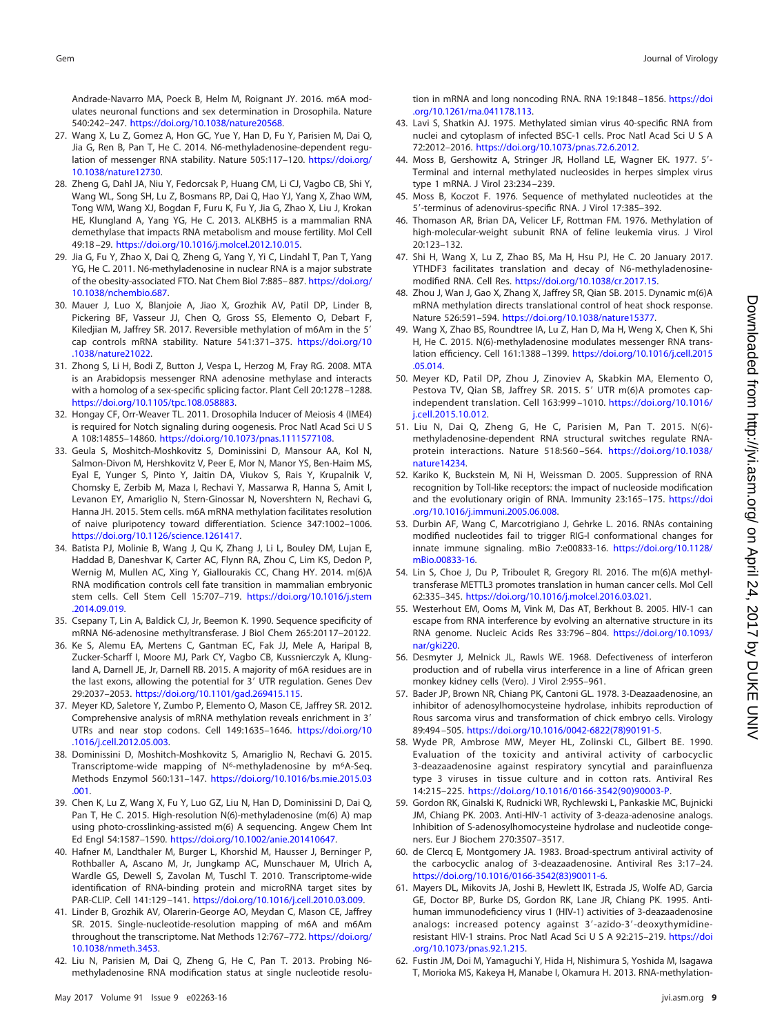Andrade-Navarro MA, Poeck B, Helm M, Roignant JY. 2016. m6A modulates neuronal functions and sex determination in Drosophila. Nature 540:242–247. https://doi.org/10.1038/nature20568.

27. Wang X, Lu Z, Gomez A, Hon GC, Yue Y, Han D, Fu Y, Parisien M, Dai Q, Jia G, Ren B, Pan T, He C. 2014. N6-methyladenosine-dependent regulation of messenger RNA stability. Nature 505:117–120. https://doi.org/10.1038/nature12730.
28. Zheng G, Dahl JA, Niu Y, Fedorcsak P, Huang CM, Li CJ, Vagbo CB, Shi Y, Wang WL, Song SH, Lu Z, Bosmans RP, Dai Q, Hao YJ, Yang X, Zhao WM, Tong WM, Wang XJ, Bogdan F, Furu K, Fu Y, Jia G, Zhao X, Liu J, Krokan HE, Klungland A, Yang YG, He C. 2013. ALKBH5 is a mammalian RNA demethylase that impacts RNA metabolism and mouse fertility. Mol Cell 49:18–29. https://doi.org/10.1016/j.molcel.2012.10.015.
29. Jia G, Fu Y, Zhao X, Dai Q, Zheng G, Yang Y, Yi C, Lindahl T, Pan T, Yang YG, He C. 2011. N6-methyladenosine in nuclear RNA is a major substrate of the obesity-associated FTO. Nat Chem Biol 7:885–887. https://doi.org/10.1038/nchembio.687.
30. Mauer J, Luo X, Blanjoie A, Jiao X, Grozhik AV, Patil DP, Linder B, Pickering BF, Vasseur JJ, Chen Q, Gross SS, Elemento O, Debart F, Kiledjian M, Jaffrey SR. 2017. Reversible methylation of m6Am in the 5′ cap controls mRNA stability. Nature 541:371–375. https://doi.org/10.1038/nature21022.
31. Zhong S, Li H, Bodi Z, Button J, Vespa L, Herzog M, Fray RG. 2008. MTA is an Arabidopsis messenger RNA adenosine methylase and interacts with a homolog of a sex-specific splicing factor. Plant Cell 20:1278–1288. https://doi.org/10.1105/tpc.108.058883.
32. Hongay CF, Orr-Weaver TL. 2011. Drosophila Inducer of Meiosis 4 (IME4) is required for Notch signaling during oogenesis. Proc Natl Acad Sci U S A 108:14855–14860. https://doi.org/10.1073/pnas.1111577108.
33. Geula S, Moshitch-Moshkovitz S, Dominissini D, Mansour AA, Kol N, Salmon-Divon M, Hershkovitz V, Peer E, Mor N, Manor YS, Ben-Haim MS, Eyal E, Yunger S, Pinto Y, Jaitin DA, Viukov S, Rais Y, Krupalnik V, Chomsky E, Zerbib M, Maza I, Rechavi Y, Massarwa R, Hanna S, Amit I, Levanon EY, Amariglio N, Stern-Ginossar N, Novershtern N, Rechavi G, Hanna JH. 2015. Stem cells. m6A mRNA methylation facilitates resolution of naive pluripotency toward differentiation. Science 347:1002–1006. https://doi.org/10.1126/science.1261417.
34. Batista PJ, Molinie B, Wang J, Qu K, Zhang J, Li L, Bouley DM, Lujan E, Haddad B, Daneshvar K, Carter AC, Flynn RA, Zhou C, Lim KS, Dedon P, Wernig M, Mullen AC, Xing Y, Giallourakis CC, Chang HY. 2014. m(6)A RNA modification controls cell fate transition in mammalian embryonic stem cells. Cell Stem Cell 15:707–719. https://doi.org/10.1016/j.stem.2014.09.019.
35. Csepany T, Lin A, Baldick CJ, Jr, Beemon K. 1990. Sequence specificity of mRNA N6-adenosine methyltransferase. J Biol Chem 265:20117–20122.
36. Ke S, Alemu EA, Mertens C, Gantman EC, Fak JJ, Mele A, Haripal B, Zucker-Scharff I, Moore MJ, Park CY, Vagbo CB, Kussnierczyk A, Klungland A, Darnell JE, Jr, Darnell RB. 2015. A majority of m6A residues are in the last exons, allowing the potential for 3′ UTR regulation. Genes Dev 29:2037–2053. https://doi.org/10.1101/gad.269415.115.
37. Meyer KD, Saletore Y, Zumbo P, Elemento O, Mason CE, Jaffrey SR. 2012. Comprehensive analysis of mRNA methylation reveals enrichment in 3′ UTRs and near stop codons. Cell 149:1635–1646. https://doi.org/10.1016/j.cell.2012.05.003.
38. Dominissini D, Moshitch-Moshkovitz S, Amariglio N, Rechavi G. 2015. Transcriptome-wide mapping of N⁶-methyladenosine by m⁶A-Seq. Methods Enzymol 560:131–147. https://doi.org/10.1016/bs.mie.2015.03.001.
39. Chen K, Lu Z, Wang X, Fu Y, Luo GZ, Liu N, Han D, Dominissini D, Dai Q, Pan T, He C. 2015. High-resolution N(6)-methyladenosine (m(6) A) map using photo-crosslinking-assisted m(6) A sequencing. Angew Chem Int Ed Engl 54:1587–1590. https://doi.org/10.1002/anie.201410647.
40. Hafner M, Landthaler M, Burger L, Khorshid M, Hausser J, Berninger P, Rothballer A, Ascano M, Jr, Jungkamp AC, Munschauer M, Ulrich A, Wardle GS, Dewell S, Zavolan M, Tuschl T. 2010. Transcriptome-wide identification of RNA-binding protein and microRNA target sites by PAR-CLIP. Cell 141:129–141. https://doi.org/10.1016/j.cell.2010.03.009.
41. Linder B, Grozhik AV, Olarerin-George AO, Meydan C, Mason CE, Jaffrey SR. 2015. Single-nucleotide-resolution mapping of m6A and m6Am throughout the transcriptome. Nat Methods 12:767–772. https://doi.org/10.1038/nmeth.3453.
42. Liu N, Parisien M, Dai Q, Zheng G, He C, Pan T. 2013. Probing N6-methyladenosine RNA modification status at single nucleotide resolution in mRNA and long noncoding RNA. RNA 19:1848–1856. https://doi.org/10.1261/rna.041178.113.
43. Lavi S, Shatkin AJ. 1975. Methylated simian virus 40-specific RNA from nuclei and cytoplasm of infected BSC-1 cells. Proc Natl Acad Sci U S A 72:2012–2016. https://doi.org/10.1073/pnas.72.6.2012.
44. Moss B, Gershowitz A, Stringer JR, Holland LE, Wagner EK. 1977. 5′-Terminal and internal methylated nucleosides in herpes simplex virus type 1 mRNA. J Virol 23:234–239.
45. Moss B, Koczot F. 1976. Sequence of methylated nucleotides at the 5′-terminus of adenovirus-specific RNA. J Virol 17:385–392.
46. Thomason AR, Brian DA, Velicer LF, Rottman FM. 1976. Methylation of high-molecular-weight subunit RNA of feline leukemia virus. J Virol 20:123–132.
47. Shi H, Wang X, Lu Z, Zhao BS, Ma H, Hsu PJ, He C. 20 January 2017. YTHDF3 facilitates translation and decay of N6-methyladenosine-modified RNA. Cell Res. https://doi.org/10.1038/cr.2017.15.
48. Zhou J, Wan J, Gao X, Zhang X, Jaffrey SR, Qian SB. 2015. Dynamic m(6)A mRNA methylation directs translational control of heat shock response. Nature 526:591–594. https://doi.org/10.1038/nature15377.
49. Wang X, Zhao BS, Roundtree IA, Lu Z, Han D, Ma H, Weng X, Chen K, Shi H, He C. 2015. N(6)-methyladenosine modulates messenger RNA translation efficiency. Cell 161:1388–1399. https://doi.org/10.1016/j.cell.2015.05.014.
50. Meyer KD, Patil DP, Zhou J, Zinoviev A, Skabkin MA, Elemento O, Pestova TV, Qian SB, Jaffrey SR. 2015. 5′ UTR m(6)A promotes cap-independent translation. Cell 163:999–1010. https://doi.org/10.1016/j.cell.2015.10.012.
51. Liu N, Dai Q, Zheng G, He C, Parisien M, Pan T. 2015. N(6)-methyladenosine-dependent RNA structural switches regulate RNA-protein interactions. Nature 518:560–564. https://doi.org/10.1038/nature14234.
52. Kariko K, Buckstein M, Ni H, Weissman D. 2005. Suppression of RNA recognition by Toll-like receptors: the impact of nucleoside modification and the evolutionary origin of RNA. Immunity 23:165–175. https://doi.org/10.1016/j.immuni.2005.06.008.
53. Durbin AF, Wang C, Marcotrigiano J, Gehrke L. 2016. RNAs containing modified nucleotides fail to trigger RIG-I conformational changes for innate immune signaling. mBio 7:e00833-16. https://doi.org/10.1128/mBio.00833-16.
54. Lin S, Choe J, Du P, Triboulet R, Gregory RI. 2016. The m(6)A methyltransferase METTL3 promotes translation in human cancer cells. Mol Cell 62:335–345. https://doi.org/10.1016/j.molcel.2016.03.021.
55. Westerhout EM, Ooms M, Vink M, Das AT, Berkhout B. 2005. HIV-1 can escape from RNA interference by evolving an alternative structure in its RNA genome. Nucleic Acids Res 33:796–804. https://doi.org/10.1093/nar/gki220.
56. Desmyter J, Melnick JL, Rawls WE. 1968. Defectiveness of interferon production and of rubella virus interference in a line of African green monkey kidney cells (Vero). J Virol 2:955–961.
57. Bader JP, Brown NR, Chiang PK, Cantoni GL. 1978. 3-Deazaadenosine, an inhibitor of adenosylhomocysteine hydrolase, inhibits reproduction of Rous sarcoma virus and transformation of chick embryo cells. Virology 89:494–505. https://doi.org/10.1016/0042-6822(78)90191-5.
58. Wyde PR, Ambrose MW, Meyer HL, Zolinski CL, Gilbert BE. 1990. Evaluation of the toxicity and antiviral activity of carbocyclic 3-deazaadenosine against respiratory syncytial and parainfluenza type 3 viruses in tissue culture and in cotton rats. Antiviral Res 14:215–225. https://doi.org/10.1016/0166-3542(90)90003-P.
59. Gordon RK, Ginalski K, Rudnicki WR, Rychlewski L, Pankaskie MC, Bujnicki JM, Chiang PK. 2003. Anti-HIV-1 activity of 3-deaza-adenosine analogs. Inhibition of S-adenosylhomocysteine hydrolase and nucleotide congeners. Eur J Biochem 270:3507–3517.
60. de Clercq E, Montgomery JA. 1983. Broad-spectrum antiviral activity of the carbocyclic analog of 3-deazaadenosine. Antiviral Res 3:17–24. https://doi.org/10.1016/0166-3542(83)90011-6.
61. Mayers DL, Mikovits JA, Joshi B, Hewlett IK, Estrada JS, Wolfe AD, Garcia GE, Doctor BP, Burke DS, Gordon RK, Lane JR, Chiang PK. 1995. Anti-human immunodeficiency virus 1 (HIV-1) activities of 3-deazaadenosine analogs: increased potency against 3′-azido-3′-deoxythymidine-resistant HIV-1 strains. Proc Natl Acad Sci U S A 92:215–219. https://doi.org/10.1073/pnas.92.1.215.
62. Fustin JM, Doi M, Yamaguchi Y, Hida H, Nishimura S, Yoshida M, Isagawa T, Morioka MS, Kakeya H, Manabe I, Okamura H. 2013. RNA-methylation-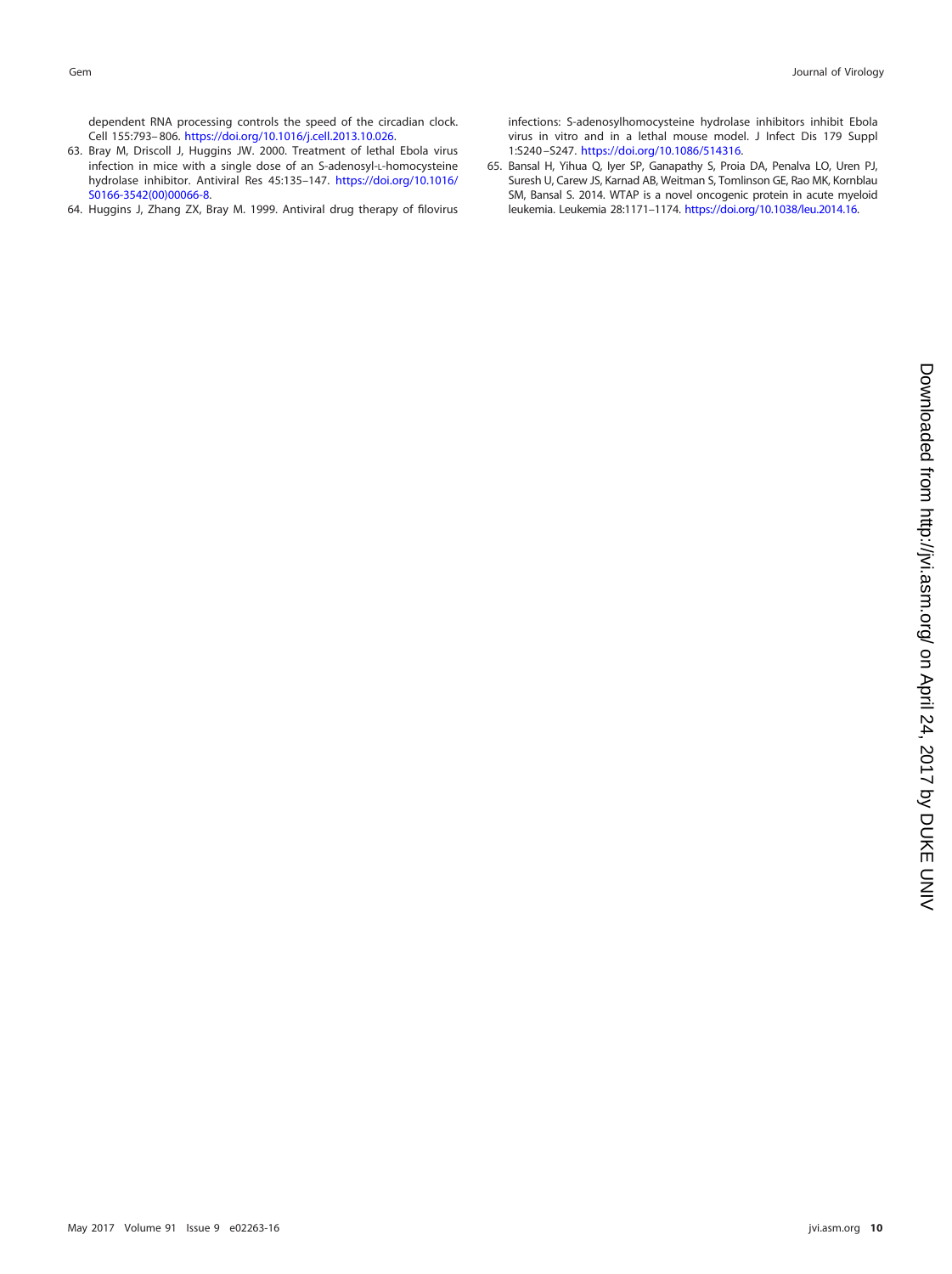dependent RNA processing controls the speed of the circadian clock. Cell 155:793–806. https://doi.org/10.1016/j.cell.2013.10.026.

63. Bray M, Driscoll J, Huggins JW. 2000. Treatment of lethal Ebola virus infection in mice with a single dose of an S-adenosyl-L-homocysteine hydrolase inhibitor. Antiviral Res 45:135–147. https://doi.org/10.1016/S0166-3542(00)00066-8.
64. Huggins J, Zhang ZX, Bray M. 1999. Antiviral drug therapy of filovirus infections: S-adenosylhomocysteine hydrolase inhibitors inhibit Ebola virus in vitro and in a lethal mouse model. J Infect Dis 179 Suppl 1:S240–S247. https://doi.org/10.1086/514316.
65. Bansal H, Yihua Q, Iyer SP, Ganapathy S, Proia DA, Penalva LO, Uren PJ, Suresh U, Carew JS, Karnad AB, Weitman S, Tomlinson GE, Rao MK, Kornblau SM, Bansal S. 2014. WTAP is a novel oncogenic protein in acute myeloid leukemia. Leukemia 28:1171–1174. https://doi.org/10.1038/leu.2014.16.